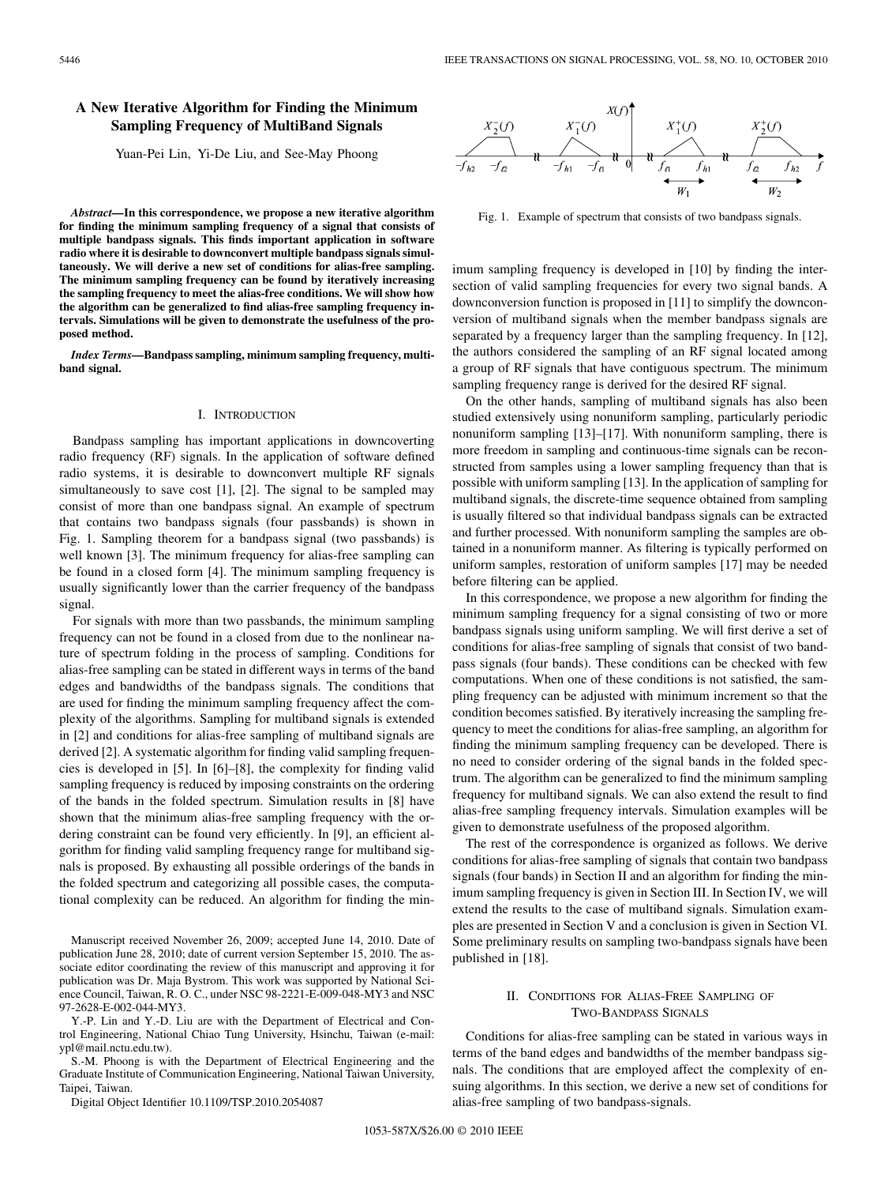# A New Iterative Algorithm for Finding the Minimum Sampling Frequency of MultiBand Signals

Yuan-Pei Lin, Yi-De Liu, and See-May Phoong

***Abstract*—In this correspondence, we propose a new iterative algorithm for finding the minimum sampling frequency of a signal that consists of multiple bandpass signals. This finds important application in software radio where it is desirable to downconvert multiple bandpass signals simultaneously. We will derive a new set of conditions for alias-free sampling. The minimum sampling frequency can be found by iteratively increasing the sampling frequency to meet the alias-free conditions. We will show how the algorithm can be generalized to find alias-free sampling frequency intervals. Simulations will be given to demonstrate the usefulness of the proposed method.**

***Index Terms*—Bandpass sampling, minimum sampling frequency, multiband signal.**

## I. Introduction

Bandpass sampling has important applications in downcoverting radio frequency (RF) signals. In the application of software defined radio systems, it is desirable to downconvert multiple RF signals simultaneously to save cost [1], [2]. The signal to be sampled may consist of more than one bandpass signal. An example of spectrum that contains two bandpass signals (four passbands) is shown in Fig. 1. Sampling theorem for a bandpass signal (two passbands) is well known [3]. The minimum frequency for alias-free sampling can be found in a closed form [4]. The minimum sampling frequency is usually significantly lower than the carrier frequency of the bandpass signal.

For signals with more than two passbands, the minimum sampling frequency can not be found in a closed from due to the nonlinear nature of spectrum folding in the process of sampling. Conditions for alias-free sampling can be stated in different ways in terms of the band edges and bandwidths of the bandpass signals. The conditions that are used for finding the minimum sampling frequency affect the complexity of the algorithms. Sampling for multiband signals is extended in [2] and conditions for alias-free sampling of multiband signals are derived [2]. A systematic algorithm for finding valid sampling frequencies is developed in [5]. In [6]–[8], the complexity for finding valid sampling frequency is reduced by imposing constraints on the ordering of the bands in the folded spectrum. Simulation results in [8] have shown that the minimum alias-free sampling frequency with the ordering constraint can be found very efficiently. In [9], an efficient algorithm for finding valid sampling frequency range for multiband signals is proposed. By exhausting all possible orderings of the bands in the folded spectrum and categorizing all possible cases, the computational complexity can be reduced. An algorithm for finding the minimum sampling frequency is developed in [10] by finding the intersection of valid sampling frequencies for every two signal bands. A downconversion function is proposed in [11] to simplify the downconversion of multiband signals when the member bandpass signals are separated by a frequency larger than the sampling frequency. In [12], the authors considered the sampling of an RF signal located among a group of RF signals that have contiguous spectrum. The minimum sampling frequency range is derived for the desired RF signal.

$X(f)$

$X_2^-(f)$ $X_1^-(f)$ $X_1^+(f)$ $X_2^+(f)$

$-f_{h2}$ $-f_{\ell 2}$ $-f_{h1}$ $-f_{\ell 1}$ $0$ $f_{\ell 1}$ $f_{h1}$ $f_{\ell 2}$ $f_{h2}$ $f$

$W_1$ $W_2$

Fig. 1. Example of spectrum that consists of two bandpass signals.

On the other hands, sampling of multiband signals has also been studied extensively using nonuniform sampling, particularly periodic nonuniform sampling [13]–[17]. With nonuniform sampling, there is more freedom in sampling and continuous-time signals can be reconstructed from samples using a lower sampling frequency than that is possible with uniform sampling [13]. In the application of sampling for multiband signals, the discrete-time sequence obtained from sampling is usually filtered so that individual bandpass signals can be extracted and further processed. With nonuniform sampling the samples are obtained in a nonuniform manner. As filtering is typically performed on uniform samples, restoration of uniform samples [17] may be needed before filtering can be applied.

In this correspondence, we propose a new algorithm for finding the minimum sampling frequency for a signal consisting of two or more bandpass signals using uniform sampling. We will first derive a set of conditions for alias-free sampling of signals that consist of two bandpass signals (four bands). These conditions can be checked with few computations. When one of these conditions is not satisfied, the sampling frequency can be adjusted with minimum increment so that the condition becomes satisfied. By iteratively increasing the sampling frequency to meet the conditions for alias-free sampling, an algorithm for finding the minimum sampling frequency can be developed. There is no need to consider ordering of the signal bands in the folded spectrum. The algorithm can be generalized to find the minimum sampling frequency for multiband signals. We can also extend the result to find alias-free sampling frequency intervals. Simulation examples will be given to demonstrate usefulness of the proposed algorithm.

The rest of the correspondence is organized as follows. We derive conditions for alias-free sampling of signals that contain two bandpass signals (four bands) in Section II and an algorithm for finding the minimum sampling frequency is given in Section III. In Section IV, we will extend the results to the case of multiband signals. Simulation examples are presented in Section V and a conclusion is given in Section VI. Some preliminary results on sampling two-bandpass signals have been published in [18].

## II. Conditions for Alias-Free Sampling of Two-Bandpass Signals

Conditions for alias-free sampling can be stated in various ways in terms of the band edges and bandwidths of the member bandpass signals. The conditions that are employed affect the complexity of ensuing algorithms. In this section, we derive a new set of conditions for alias-free sampling of two bandpass-signals.

Manuscript received November 26, 2009; accepted June 14, 2010. Date of publication June 28, 2010; date of current version September 15, 2010. The associate editor coordinating the review of this manuscript and approving it for publication was Dr. Maja Bystrom. This work was supported by National Science Council, Taiwan, R. O. C., under NSC 98-2221-E-009-048-MY3 and NSC 97-2628-E-002-044-MY3.

Y.-P. Lin and Y.-D. Liu are with the Department of Electrical and Control Engineering, National Chiao Tung University, Hsinchu, Taiwan (e-mail: ypl@mail.nctu.edu.tw).

S.-M. Phoong is with the Department of Electrical Engineering and the Graduate Institute of Communication Engineering, National Taiwan University, Taipei, Taiwan.

Digital Object Identifier 10.1109/TSP.2010.2054087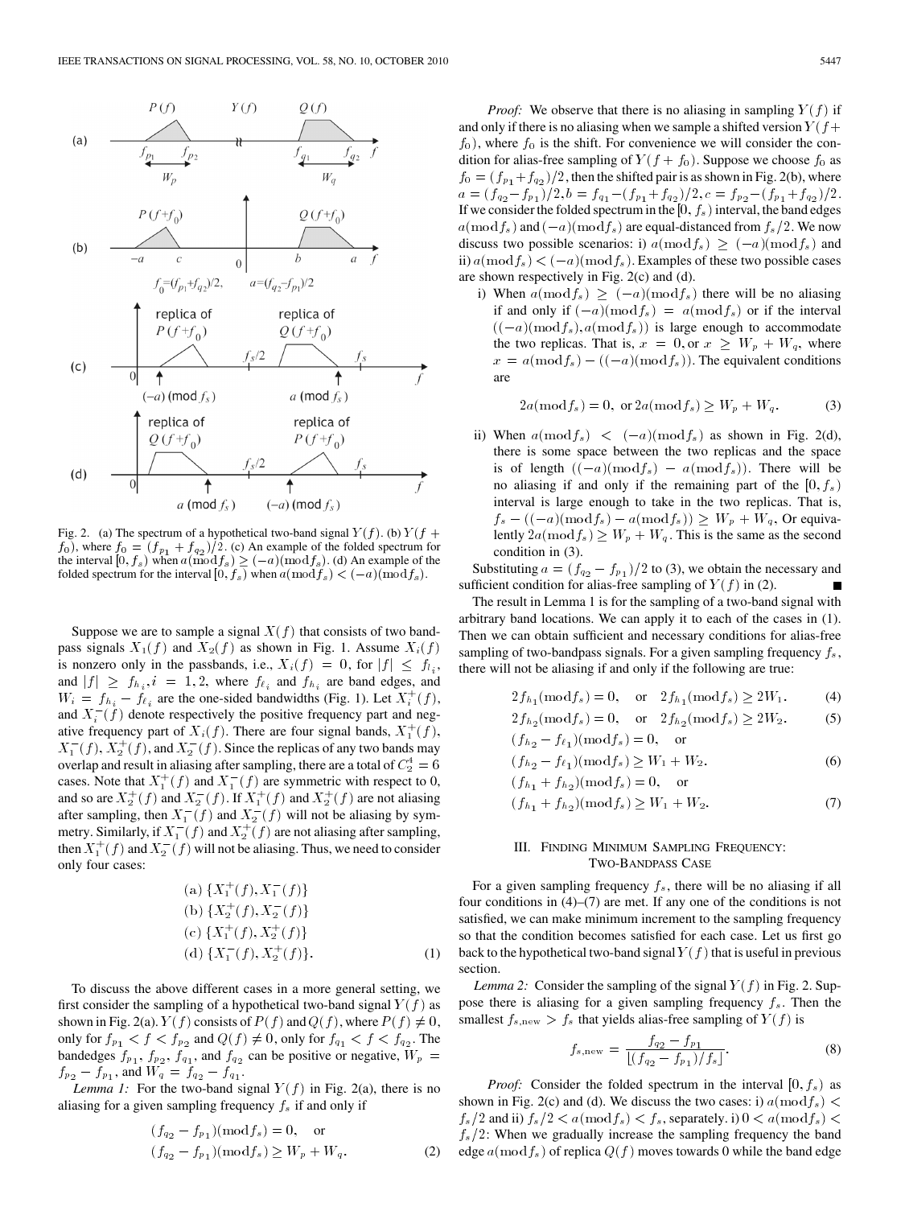Fig. 2. (a) The spectrum of a hypothetical two-band signal $Y(f)$. (b) $Y(f+f_0)$, where $f_0 = (f_{p_1}+f_{q_2})/2$. (c) An example of the folded spectrum for the interval $[0, f_s)$ when $a(\text{mod} f_s) \geq (-a)(\text{mod} f_s)$. (d) An example of the folded spectrum for the interval $[0, f_s)$ when $a(\text{mod} f_s) < (-a)(\text{mod} f_s)$.

Suppose we are to sample a signal $X(f)$ that consists of two bandpass signals $X_1(f)$ and $X_2(f)$ as shown in Fig. 1. Assume $X_i(f)$ is nonzero only in the passbands, i.e., $X_i(f) = 0$, for $|f| \leq f_{l_i}$, and $|f| \geq f_{h_i}, i = 1, 2$, where $f_{\ell_i}$ and $f_{h_i}$ are band edges, and $W_i = f_{h_i} - f_{\ell_i}$ are the one-sided bandwidths (Fig. 1). Let $X_i^+(f)$, and $X_i^-(f)$ denote respectively the positive frequency part and negative frequency part of $X_i(f)$. There are four signal bands, $X_1^+(f)$, $X_1^-(f)$, $X_2^+(f)$, and $X_2^-(f)$. Since the replicas of any two bands may overlap and result in aliasing after sampling, there are a total of $C_2^4 = 6$ cases. Note that $X_1^+(f)$ and $X_1^-(f)$ are symmetric with respect to 0, and so are $X_2^+(f)$ and $X_2^-(f)$. If $X_1^+(f)$ and $X_2^+(f)$ are not aliasing after sampling, then $X_1^-(f)$ and $X_2^-(f)$ will not be aliasing by symmetry. Similarly, if $X_1^-(f)$ and $X_2^+(f)$ are not aliasing after sampling, then $X_1^+(f)$ and $X_2^-(f)$ will not be aliasing. Thus, we need to consider only four cases:

$$
\begin{aligned}
&\text{(a) } \{X_1^+(f), X_1^-(f)\}\\
&\text{(b) } \{X_2^+(f), X_2^-(f)\}\\
&\text{(c) } \{X_1^+(f), X_2^+(f)\}\\
&\text{(d) } \{X_1^-(f), X_2^+(f)\}.
\end{aligned}
\tag{1}
$$

To discuss the above different cases in a more general setting, we first consider the sampling of a hypothetical two-band signal $Y(f)$ as shown in Fig. 2(a). $Y(f)$ consists of $P(f)$ and $Q(f)$, where $P(f) \neq 0$, only for $f_{p_1} < f < f_{p_2}$ and $Q(f) \neq 0$, only for $f_{q_1} < f < f_{q_2}$. The bandedges $f_{p_1}$, $f_{p_2}$, $f_{q_1}$, and $f_{q_2}$ can be positive or negative, $W_p = f_{p_2} - f_{p_1}$, and $W_q = f_{q_2} - f_{q_1}$.

*Lemma 1:* For the two-band signal $Y(f)$ in Fig. 2(a), there is no aliasing for a given sampling frequency $f_s$ if and only if

$$
\begin{aligned}
&(f_{q_2} - f_{p_1})(\text{mod} f_s) = 0, \quad \text{or}\\
&(f_{q_2} - f_{p_1})(\text{mod} f_s) \geq W_p + W_q.
\end{aligned}
\tag{2}
$$

*Proof:* We observe that there is no aliasing in sampling $Y(f)$ if and only if there is no aliasing when we sample a shifted version $Y(f+f_0)$, where $f_0$ is the shift. For convenience we will consider the condition for alias-free sampling of $Y(f+f_0)$. Suppose we choose $f_0$ as $f_0 = (f_{p_1}+f_{q_2})/2$, then the shifted pair is as shown in Fig. 2(b), where $a = (f_{q_2} - f_{p_1})/2, b = f_{q_1} - (f_{p_1}+f_{q_2})/2, c = f_{p_2} - (f_{p_1}+f_{q_2})/2$. If we consider the folded spectrum in the $[0, f_s)$ interval, the band edges $a(\text{mod} f_s)$ and $(-a)(\text{mod} f_s)$ are equal-distanced from $f_s/2$. We now discuss two possible scenarios: i) $a(\text{mod} f_s) \geq (-a)(\text{mod} f_s)$ and ii) $a(\text{mod} f_s) < (-a)(\text{mod} f_s)$. Examples of these two possible cases are shown respectively in Fig. 2(c) and (d).

i) When $a(\text{mod} f_s) \geq (-a)(\text{mod} f_s)$ there will be no aliasing if and only if $(-a)(\text{mod} f_s) = a(\text{mod} f_s)$ or if the interval $((-a)(\text{mod} f_s), a(\text{mod} f_s))$ is large enough to accommodate the two replicas. That is, $x = 0$, or $x \geq W_p + W_q$, where $x = a(\text{mod} f_s) - ((-a)(\text{mod} f_s))$. The equivalent conditions are

$$
2a(\text{mod} f_s) = 0, \ \text{or}\ 2a(\text{mod} f_s) \geq W_p + W_q. \tag{3}
$$

ii) When $a(\text{mod} f_s) < (-a)(\text{mod} f_s)$ as shown in Fig. 2(d), there is some space between the two replicas and the space is of length $((-a)(\text{mod} f_s) - a(\text{mod} f_s))$. There will be no aliasing if and only if the remaining part of the $[0, f_s)$ interval is large enough to take in the two replicas. That is, $f_s - ((-a)(\text{mod} f_s) - a(\text{mod} f_s)) \geq W_p + W_q$, Or equivalently $2a(\text{mod} f_s) \geq W_p + W_q$. This is the same as the second condition in (3).

Substituting $a = (f_{q_2} - f_{p_1})/2$ to (3), we obtain the necessary and sufficient condition for alias-free sampling of $Y(f)$ in (2). ■

The result in Lemma 1 is for the sampling of a two-band signal with arbitrary band locations. We can apply it to each of the cases in (1). Then we can obtain sufficient and necessary conditions for alias-free sampling of two-bandpass signals. For a given sampling frequency $f_s$, there will not be aliasing if and only if the following are true:

$$
2f_{h_1}(\text{mod} f_s) = 0, \quad \text{or} \quad 2f_{h_1}(\text{mod} f_s) \geq 2W_1. \tag{4}
$$

$$
2f_{h_2}(\text{mod} f_s) = 0, \quad \text{or} \quad 2f_{h_2}(\text{mod} f_s) \geq 2W_2. \tag{5}
$$

$$
\begin{aligned}
&(f_{h_2} - f_{\ell_1})(\text{mod} f_s) = 0, \quad \text{or}\\
&(f_{h_2} - f_{\ell_1})(\text{mod} f_s) \geq W_1 + W_2.
\end{aligned}
\tag{6}
$$

$$
\begin{aligned}
&(f_{h_1} + f_{h_2})(\text{mod} f_s) = 0, \quad \text{or}\\
&(f_{h_1} + f_{h_2})(\text{mod} f_s) \geq W_1 + W_2.
\end{aligned}
\tag{7}
$$

## III. Finding Minimum Sampling Frequency: Two-Bandpass Case

For a given sampling frequency $f_s$, there will be no aliasing if all four conditions in (4)–(7) are met. If any one of the conditions is not satisfied, we can make minimum increment to the sampling frequency so that the condition becomes satisfied for each case. Let us first go back to the hypothetical two-band signal $Y(f)$ that is useful in previous section.

*Lemma 2:* Consider the sampling of the signal $Y(f)$ in Fig. 2. Suppose there is aliasing for a given sampling frequency $f_s$. Then the smallest $f_{s,\text{new}} > f_s$ that yields alias-free sampling of $Y(f)$ is

$$
f_{s,\text{new}} = \frac{f_{q_2} - f_{p_1}}{\lfloor (f_{q_2} - f_{p_1})/f_s \rfloor}. \tag{8}
$$

*Proof:* Consider the folded spectrum in the interval $[0, f_s)$ as shown in Fig. 2(c) and (d). We discuss the two cases: i) $a(\text{mod} f_s) < f_s/2$ and ii) $f_s/2 < a(\text{mod} f_s) < f_s$, separately. i) $0 < a(\text{mod} f_s) < f_s/2$: When we gradually increase the sampling frequency the band edge $a(\text{mod} f_s)$ of replica $Q(f)$ moves towards 0 while the band edge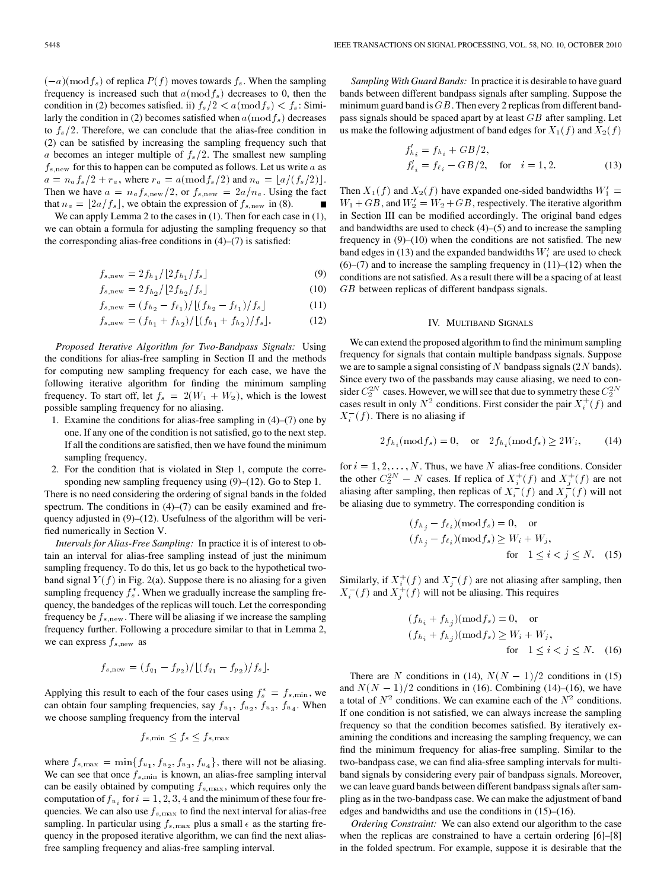$(-a)(\bmod f_s)$ of replica $P(f)$ moves towards $f_s$. When the sampling frequency is increased such that $a(\bmod f_s)$ decreases to 0, then the condition in (2) becomes satisfied. ii) $f_s/2 < a(\bmod f_s) < f_s$: Similarly the condition in (2) becomes satisfied when $a(\bmod f_s)$ decreases to $f_s/2$. Therefore, we can conclude that the alias-free condition in (2) can be satisfied by increasing the sampling frequency such that $a$ becomes an integer multiple of $f_s/2$. The smallest new sampling $f_{s,\text{new}}$ for this to happen can be computed as follows. Let us write $a$ as $a = n_a f_s/2 + r_a$, where $r_a = a(\bmod f_s/2)$ and $n_a = \lfloor a/(f_s/2) \rfloor$. Then we have $a = n_a f_{s,\text{new}}/2$, or $f_{s,\text{new}} = 2a/n_a$. Using the fact that $n_a = \lfloor 2a/f_s \rfloor$, we obtain the expression of $f_{s,\text{new}}$ in (8). ■

We can apply Lemma 2 to the cases in (1). Then for each case in (1), we can obtain a formula for adjusting the sampling frequency so that the corresponding alias-free conditions in (4)–(7) is satisfied:

$$f_{s,\text{new}} = 2f_{h_1}/\lfloor 2f_{h_1}/f_s \rfloor \tag{9}$$

$$f_{s,\text{new}} = 2f_{h_2}/\lfloor 2f_{h_2}/f_s \rfloor \tag{10}$$

$$f_{s,\text{new}} = (f_{h_2} - f_{\ell_1})/\lfloor (f_{h_2} - f_{\ell_1})/f_s \rfloor \tag{11}$$

$$f_{s,\text{new}} = (f_{h_1} + f_{h_2})/\lfloor (f_{h_1} + f_{h_2})/f_s \rfloor. \tag{12}$$

*Proposed Iterative Algorithm for Two-Bandpass Signals:* Using the conditions for alias-free sampling in Section II and the methods for computing new sampling frequency for each case, we have the following iterative algorithm for finding the minimum sampling frequency. To start off, let $f_s = 2(W_1 + W_2)$, which is the lowest possible sampling frequency for no aliasing.

1. Examine the conditions for alias-free sampling in (4)–(7) one by one. If any one of the condition is not satisfied, go to the next step. If all the conditions are satisfied, then we have found the minimum sampling frequency.
2. For the condition that is violated in Step 1, compute the corresponding new sampling frequency using (9)–(12). Go to Step 1.

There is no need considering the ordering of signal bands in the folded spectrum. The conditions in (4)–(7) can be easily examined and frequency adjusted in (9)–(12). Usefulness of the algorithm will be verified numerically in Section V.

*Intervals for Alias-Free Sampling:* In practice it is of interest to obtain an interval for alias-free sampling instead of just the minimum sampling frequency. To do this, let us go back to the hypothetical two-band signal $Y(f)$ in Fig. 2(a). Suppose there is no aliasing for a given sampling frequency $f_s^*$. When we gradually increase the sampling frequency, the bandedges of the replicas will touch. Let the corresponding frequency be $f_{s,\text{new}}$. There will be aliasing if we increase the sampling frequency further. Following a procedure similar to that in Lemma 2, we can express $f_{s,\text{new}}$ as

$$f_{s,\text{new}} = (f_{q_1} - f_{p_2})/\lfloor (f_{q_1} - f_{p_2})/f_s \rfloor.$$

Applying this result to each of the four cases using $f_s^* = f_{s,\min}$, we can obtain four sampling frequencies, say $f_{u_1}$, $f_{u_2}$, $f_{u_3}$, $f_{u_4}$. When we choose sampling frequency from the interval

$$f_{s,\min} \le f_s \le f_{s,\max}$$

where $f_{s,\max} = \min\{f_{u_1}, f_{u_2}, f_{u_3}, f_{u_4}\}$, there will not be aliasing. We can see that once $f_{s,\min}$ is known, an alias-free sampling interval can be easily obtained by computing $f_{s,\max}$, which requires only the computation of $f_{u_i}$ for $i = 1, 2, 3, 4$ and the minimum of these four frequencies. We can also use $f_{s,\max}$ to find the next interval for alias-free sampling. In particular using $f_{s,\max}$ plus a small $\epsilon$ as the starting frequency in the proposed iterative algorithm, we can find the next alias-free sampling frequency and alias-free sampling interval.

*Sampling With Guard Bands:* In practice it is desirable to have guard bands between different bandpass signals after sampling. Suppose the minimum guard band is $GB$. Then every 2 replicas from different bandpass signals should be spaced apart by at least $GB$ after sampling. Let us make the following adjustment of band edges for $X_1(f)$ and $X_2(f)$

$$f'_{h_i} = f_{h_i} + GB/2,$$
$$f'_{\ell_i} = f_{\ell_i} - GB/2, \quad \text{for} \quad i = 1, 2. \tag{13}$$

Then $X_1(f)$ and $X_2(f)$ have expanded one-sided bandwidths $W'_1 = W_1 + GB$, and $W'_2 = W_2 + GB$, respectively. The iterative algorithm in Section III can be modified accordingly. The original band edges and bandwidths are used to check (4)–(5) and to increase the sampling frequency in (9)–(10) when the conditions are not satisfied. The new band edges in (13) and the expanded bandwidths $W'_i$ are used to check (6)–(7) and to increase the sampling frequency in (11)–(12) when the conditions are not satisfied. As a result there will be a spacing of at least $GB$ between replicas of different bandpass signals.

## IV. Multiband Signals

We can extend the proposed algorithm to find the minimum sampling frequency for signals that contain multiple bandpass signals. Suppose we are to sample a signal consisting of $N$ bandpass signals ($2N$ bands). Since every two of the passbands may cause aliasing, we need to consider $C_2^{2N}$ cases. However, we will see that due to symmetry these $C_2^{2N}$ cases result in only $N^2$ conditions. First consider the pair $X_i^+(f)$ and $X_i^-(f)$. There is no aliasing if

$$2f_{h_i}(\bmod f_s) = 0, \quad \text{or} \quad 2f_{h_i}(\bmod f_s) \ge 2W_i, \tag{14}$$

for $i = 1, 2, \ldots, N$. Thus, we have $N$ alias-free conditions. Consider the other $C_2^{2N} - N$ cases. If replica of $X_i^+(f)$ and $X_j^+(f)$ are not aliasing after sampling, then replicas of $X_i^-(f)$ and $X_j^-(f)$ will not be aliasing due to symmetry. The corresponding condition is

$$(f_{h_j} - f_{\ell_i})(\bmod f_s) = 0, \quad \text{or}$$
$$(f_{h_j} - f_{\ell_i})(\bmod f_s) \ge W_i + W_j,$$
$$\text{for} \quad 1 \le i < j \le N. \tag{15}$$

Similarly, if $X_i^+(f)$ and $X_j^-(f)$ are not aliasing after sampling, then $X_i^-(f)$ and $X_j^+(f)$ will not be aliasing. This requires

$$(f_{h_i} + f_{h_j})(\bmod f_s) = 0, \quad \text{or}$$
$$(f_{h_i} + f_{h_j})(\bmod f_s) \ge W_i + W_j,$$
$$\text{for} \quad 1 \le i < j \le N. \tag{16}$$

There are $N$ conditions in (14), $N(N-1)/2$ conditions in (15) and $N(N-1)/2$ conditions in (16). Combining (14)–(16), we have a total of $N^2$ conditions. We can examine each of the $N^2$ conditions. If one condition is not satisfied, we can always increase the sampling frequency so that the condition becomes satisfied. By iteratively examining the conditions and increasing the sampling frequency, we can find the minimum frequency for alias-free sampling. Similar to the two-bandpass case, we can find alia-sfree sampling intervals for multiband signals by considering every pair of bandpass signals. Moreover, we can leave guard bands between different bandpass signals after sampling as in the two-bandpass case. We can make the adjustment of band edges and bandwidths and use the conditions in (15)–(16).

*Ordering Constraint:* We can also extend our algorithm to the case when the replicas are constrained to have a certain ordering [6]–[8] in the folded spectrum. For example, suppose it is desirable that the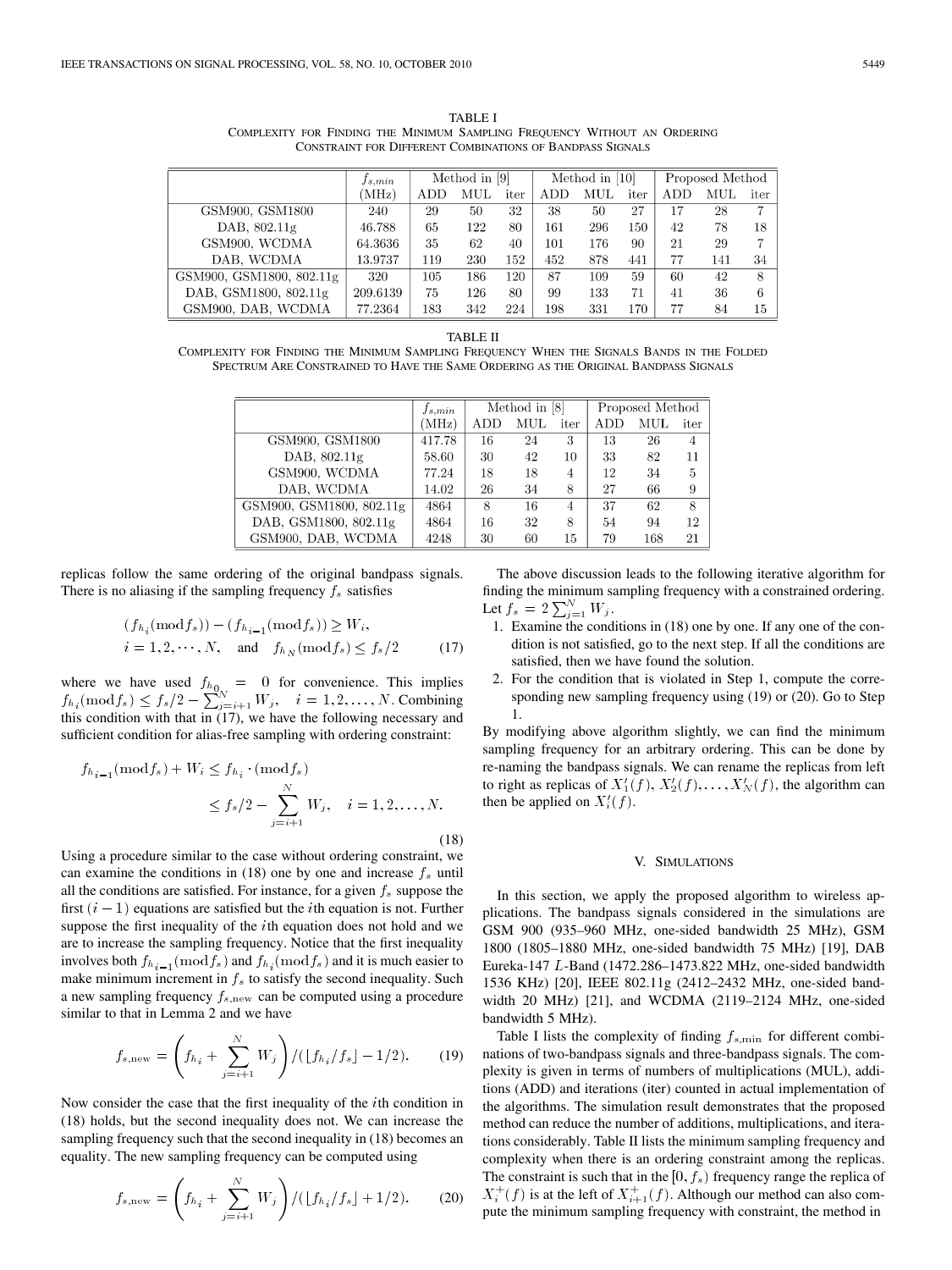TABLE I
COMPLEXITY FOR FINDING THE MINIMUM SAMPLING FREQUENCY WITHOUT AN ORDERING CONSTRAINT FOR DIFFERENT COMBINATIONS OF BANDPASS SIGNALS

| | $f_{s,min}$ | Method in [9] | | | Method in [10] | | | Proposed Method | | |
|---|---|---|---|---|---|---|---|---|---|---|
| | (MHz) | ADD | MUL | iter | ADD | MUL | iter | ADD | MUL | iter |
| GSM900, GSM1800 | 240 | 29 | 50 | 32 | 38 | 50 | 27 | 17 | 28 | 7 |
| DAB, 802.11g | 46.788 | 65 | 122 | 80 | 161 | 296 | 150 | 42 | 78 | 18 |
| GSM900, WCDMA | 64.3636 | 35 | 62 | 40 | 101 | 176 | 90 | 21 | 29 | 7 |
| DAB, WCDMA | 13.9737 | 119 | 230 | 152 | 452 | 878 | 441 | 77 | 141 | 34 |
| GSM900, GSM1800, 802.11g | 320 | 105 | 186 | 120 | 87 | 109 | 59 | 60 | 42 | 8 |
| DAB, GSM1800, 802.11g | 209.6139 | 75 | 126 | 80 | 99 | 133 | 71 | 41 | 36 | 6 |
| GSM900, DAB, WCDMA | 77.2364 | 183 | 342 | 224 | 198 | 331 | 170 | 77 | 84 | 15 |

TABLE II
COMPLEXITY FOR FINDING THE MINIMUM SAMPLING FREQUENCY WHEN THE SIGNALS BANDS IN THE FOLDED SPECTRUM ARE CONSTRAINED TO HAVE THE SAME ORDERING AS THE ORIGINAL BANDPASS SIGNALS

| | $f_{s,min}$ | Method in [8] | | | Proposed Method | | |
|---|---|---|---|---|---|---|---|
| | (MHz) | ADD | MUL | iter | ADD | MUL | iter |
| GSM900, GSM1800 | 417.78 | 16 | 24 | 3 | 13 | 26 | 4 |
| DAB, 802.11g | 58.60 | 30 | 42 | 10 | 33 | 82 | 11 |
| GSM900, WCDMA | 77.24 | 18 | 18 | 4 | 12 | 34 | 5 |
| DAB, WCDMA | 14.02 | 26 | 34 | 8 | 27 | 66 | 9 |
| GSM900, GSM1800, 802.11g | 4864 | 8 | 16 | 4 | 37 | 62 | 8 |
| DAB, GSM1800, 802.11g | 4864 | 16 | 32 | 8 | 54 | 94 | 12 |
| GSM900, DAB, WCDMA | 4248 | 30 | 60 | 15 | 79 | 168 | 21 |

replicas follow the same ordering of the original bandpass signals. There is no aliasing if the sampling frequency $f_s$ satisfies

$$(f_{h_i}(\text{mod} f_s)) - (f_{h_{i-1}}(\text{mod} f_s)) \geq W_i, \quad i = 1, 2, \cdots, N, \quad \text{and} \quad f_{h_N}(\text{mod} f_s) \leq f_s/2 \tag{17}$$

where we have used $f_{h_0} = 0$ for convenience. This implies $f_{h_i}(\text{mod} f_s) \leq f_s/2 - \sum_{j=i+1}^{N} W_j, \quad i = 1, 2, \ldots, N$. Combining this condition with that in (17), we have the following necessary and sufficient condition for alias-free sampling with ordering constraint:

$$f_{h_{i-1}}(\text{mod} f_s) + W_i \leq f_{h_i} \cdot (\text{mod} f_s) \leq f_s/2 - \sum_{j=i+1}^{N} W_j, \quad i = 1, 2, \ldots, N. \tag{18}$$

Using a procedure similar to the case without ordering constraint, we can examine the conditions in (18) one by one and increase $f_s$ until all the conditions are satisfied. For instance, for a given $f_s$ suppose the first $(i-1)$ equations are satisfied but the $i$th equation is not. Further suppose the first inequality of the $i$th equation does not hold and we are to increase the sampling frequency. Notice that the first inequality involves both $f_{h_{i-1}}(\text{mod} f_s)$ and $f_{h_i}(\text{mod} f_s)$ and it is much easier to make minimum increment in $f_s$ to satisfy the second inequality. Such a new sampling frequency $f_{s,\text{new}}$ can be computed using a procedure similar to that in Lemma 2 and we have

$$f_{s,\text{new}} = \left(f_{h_i} + \sum_{j=i+1}^{N} W_j\right) / (\lfloor f_{h_i}/f_s \rfloor - 1/2). \tag{19}$$

Now consider the case that the first inequality of the $i$th condition in (18) holds, but the second inequality does not. We can increase the sampling frequency such that the second inequality in (18) becomes an equality. The new sampling frequency can be computed using

$$f_{s,\text{new}} = \left(f_{h_i} + \sum_{j=i+1}^{N} W_j\right) / (\lfloor f_{h_i}/f_s \rfloor + 1/2). \tag{20}$$

The above discussion leads to the following iterative algorithm for finding the minimum sampling frequency with a constrained ordering. Let $f_s = 2\sum_{j=1}^{N} W_j$.

1. Examine the conditions in (18) one by one. If any one of the condition is not satisfied, go to the next step. If all the conditions are satisfied, then we have found the solution.
2. For the condition that is violated in Step 1, compute the corresponding new sampling frequency using (19) or (20). Go to Step 1.

By modifying above algorithm slightly, we can find the minimum sampling frequency for an arbitrary ordering. This can be done by re-naming the bandpass signals. We can rename the replicas from left to right as replicas of $X_1'(f)$, $X_2'(f), \ldots, X_N'(f)$, the algorithm can then be applied on $X_i'(f)$.

## V. SIMULATIONS

In this section, we apply the proposed algorithm to wireless applications. The bandpass signals considered in the simulations are GSM 900 (935–960 MHz, one-sided bandwidth 25 MHz), GSM 1800 (1805–1880 MHz, one-sided bandwidth 75 MHz) [19], DAB Eureka-147 $L$-Band (1472.286–1473.822 MHz, one-sided bandwidth 1536 KHz) [20], IEEE 802.11g (2412–2432 MHz, one-sided bandwidth 20 MHz) [21], and WCDMA (2119–2124 MHz, one-sided bandwidth 5 MHz).

Table I lists the complexity of finding $f_{s,\min}$ for different combinations of two-bandpass signals and three-bandpass signals. The complexity is given in terms of numbers of multiplications (MUL), additions (ADD) and iterations (iter) counted in actual implementation of the algorithms. The simulation result demonstrates that the proposed method can reduce the number of additions, multiplications, and iterations considerably. Table II lists the minimum sampling frequency and complexity when there is an ordering constraint among the replicas. The constraint is such that in the $[0, f_s)$ frequency range the replica of $X_i^+(f)$ is at the left of $X_{i+1}^+(f)$. Although our method can also compute the minimum sampling frequency with constraint, the method in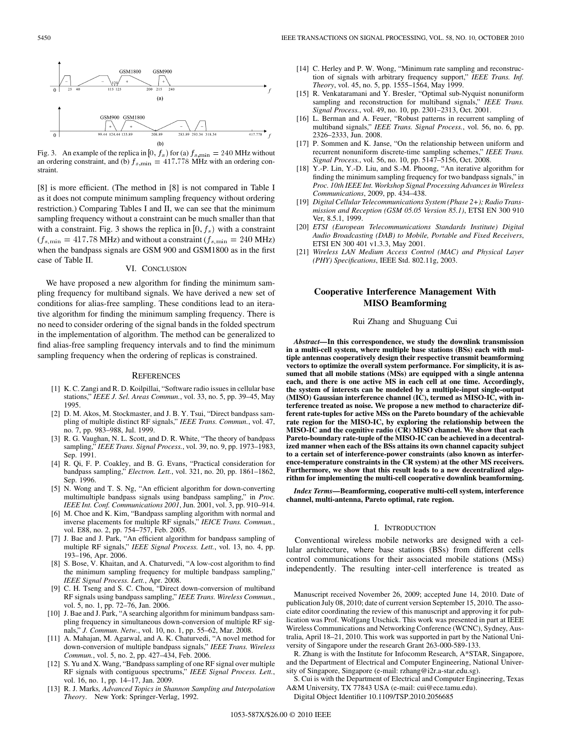GSM1800 GSM900

0 25 40 115 125 120 200 215 240 $f$

(a)

GSM900 GSM1800

0 99.44 124.44 133.89 208.89 283.89 293.34 318.34 417.778 $f$

(b)

Fig. 3. An example of the replica in $[0, f_s)$ for (a) $f_{s,\min} = 240$ MHz without an ordering constraint, and (b) $f_{s,\min} = 417.778$ MHz with an ordering constraint.

[8] is more efficient. (The method in [8] is not compared in Table I as it does not compute minimum sampling frequency without ordering restriction.) Comparing Tables I and II, we can see that the minimum sampling frequency without a constraint can be much smaller than that with a constraint. Fig. 3 shows the replica in $[0, f_s)$ with a constraint ($f_{s,\min} = 417.78$ MHz) and without a constraint ($f_{s,\min} = 240$ MHz) when the bandpass signals are GSM 900 and GSM1800 as in the first case of Table II.

## VI. Conclusion

We have proposed a new algorithm for finding the minimum sampling frequency for multiband signals. We have derived a new set of conditions for alias-free sampling. These conditions lead to an iterative algorithm for finding the minimum sampling frequency. There is no need to consider ordering of the signal bands in the folded spectrum in the implementation of algorithm. The method can be generalized to find alias-free sampling frequency intervals and to find the minimum sampling frequency when the ordering of replicas is constrained.

## References

[1] K. C. Zangi and R. D. Koilpillai, "Software radio issues in cellular base stations," *IEEE J. Sel. Areas Commun.*, vol. 33, no. 5, pp. 39–45, May 1995.

[2] D. M. Akos, M. Stockmaster, and J. B. Y. Tsui, "Direct bandpass sampling of multiple distinct RF signals," *IEEE Trans. Commun.*, vol. 47, no. 7, pp. 983–988, Jul. 1999.

[3] R. G. Vaughan, N. L. Scott, and D. R. White, "The theory of bandpass sampling," *IEEE Trans. Signal Process.*, vol. 39, no. 9, pp. 1973–1983, Sep. 1991.

[4] R. Qi, F. P. Coakley, and B. G. Evans, "Practical consideration for bandpass sampling," *Electron. Lett.*, vol. 321, no. 20, pp. 1861–1862, Sep. 1996.

[5] N. Wong and T. S. Ng, "An efficient algorithm for down-converting multimultiple bandpass signals using bandpass sampling," in *Proc. IEEE Int. Conf. Communications 2001*, Jun. 2001, vol. 3, pp. 910–914.

[6] M. Choe and K. Kim, "Bandpass sampling algorithm with normal and inverse placements for multiple RF signals," *IEICE Trans. Commun.*, vol. E88, no. 2, pp. 754–757, Feb. 2005.

[7] J. Bae and J. Park, "An efficient algorithm for bandpass sampling of multiple RF signals," *IEEE Signal Process. Lett.*, vol. 13, no. 4, pp. 193–196, Apr. 2006.

[8] S. Bose, V. Khaitan, and A. Chaturvedi, "A low-cost algorithm to find the minimum sampling frequency for multiple bandpass sampling," *IEEE Signal Process. Lett.*, Apr. 2008.

[9] C. H. Tseng and S. C. Chou, "Direct down-conversion of multiband RF signals using bandpass sampling," *IEEE Trans. Wireless Commun.*, vol. 5, no. 1, pp. 72–76, Jan. 2006.

[10] J. Bae and J. Park, "A searching algorithm for minimum bandpass sampling frequency in simultaneous down-conversion of multiple RF signals," *J. Commun. Netw.*, vol. 10, no. 1, pp. 55–62, Mar. 2008.

[11] A. Mahajan, M. Agarwal, and A. K. Chaturvedi, "A novel method for down-conversion of multiple bandpass signals," *IEEE Trans. Wireless Commun.*, vol. 5, no. 2, pp. 427–434, Feb. 2006.

[12] S. Yu and X. Wang, "Bandpass sampling of one RF signal over multiple RF signals with contiguous spectrums," *IEEE Signal Process. Lett.*, vol. 16, no. 1, pp. 14–17, Jan. 2009.

[13] R. J. Marks, *Advanced Topics in Shannon Sampling and Interpolation Theory*. New York: Springer-Verlag, 1992.

[14] C. Herley and P. W. Wong, "Minimum rate sampling and reconstruction of signals with arbitrary frequency support," *IEEE Trans. Inf. Theory*, vol. 45, no. 5, pp. 1555–1564, May 1999.

[15] R. Venkataramani and Y. Bresler, "Optimal sub-Nyquist nonuniform sampling and reconstruction for multiband signals," *IEEE Trans. Signal Process.*, vol. 49, no. 10, pp. 2301–2313, Oct. 2001.

[16] L. Berman and A. Feuer, "Robust patterns in recurrent sampling of multiband signals," *IEEE Trans. Signal Process.*, vol. 56, no. 6, pp. 2326–2333, Jun. 2008.

[17] P. Sommen and K. Janse, "On the relationship between uniform and recurrent nonuniform discrete-time sampling schemes," *IEEE Trans. Signal Process.*, vol. 56, no. 10, pp. 5147–5156, Oct. 2008.

[18] Y.-P. Lin, Y.-D. Liu, and S.-M. Phoong, "An iterative algorithm for finding the minimum sampling frequency for two bandpass signals," in *Proc. 10th IEEE Int. Workshop Signal Processing Advances in Wireless Communications*, 2009, pp. 434–438.

[19] *Digital Cellular Telecommunications System (Phase 2+); Radio Transmission and Reception (GSM 05.05 Version 85.1)*, ETSI EN 300 910 Ver, 8.5.1, 1999.

[20] *ETSI (European Telecommunications Standards Institute) Digital Audio Broadcasting (DAB) to Mobile, Portable and Fixed Receivers*, ETSI EN 300 401 v1.3.3, May 2001.

[21] *Wireless LAN Medium Access Control (MAC) and Physical Layer (PHY) Specifications*, IEEE Std. 802.11g, 2003.

# Cooperative Interference Management With MISO Beamforming

Rui Zhang and Shuguang Cui

***Abstract*—In this correspondence, we study the downlink transmission in a multi-cell system, where multiple base stations (BSs) each with multiple antennas cooperatively design their respective transmit beamforming vectors to optimize the overall system performance. For simplicity, it is assumed that all mobile stations (MSs) are equipped with a single antenna each, and there is one active MS in each cell at one time. Accordingly, the system of interests can be modeled by a multiple-input single-output (MISO) Gaussian interference channel (IC), termed as MISO-IC, with interference treated as noise. We propose a new method to characterize different rate-tuples for active MSs on the Pareto boundary of the achievable rate region for the MISO-IC, by exploring the relationship between the MISO-IC and the cognitive radio (CR) MISO channel. We show that each Pareto-boundary rate-tuple of the MISO-IC can be achieved in a decentralized manner when each of the BSs attains its own channel capacity subject to a certain set of interference-power constraints (also known as interference-temperature constraints in the CR system) at the other MS receivers. Furthermore, we show that this result leads to a new decentralized algorithm for implementing the multi-cell cooperative downlink beamforming.**

***Index Terms*—Beamforming, cooperative multi-cell system, interference channel, multi-antenna, Pareto optimal, rate region.**

## I. Introduction

Conventional wireless mobile networks are designed with a cellular architecture, where base stations (BSs) from different cells control communications for their associated mobile stations (MSs) independently. The resulting inter-cell interference is treated as

Manuscript received November 26, 2009; accepted June 14, 2010. Date of publication July 08, 2010; date of current version September 15, 2010. The associate editor coordinating the review of this manuscript and approving it for publication was Prof. Wolfgang Utschick. This work was presented in part at IEEE Wireless Communications and Networking Conference (WCNC), Sydney, Australia, April 18–21, 2010. This work was supported in part by the National University of Singapore under the research Grant 263-000-589-133.

R. Zhang is with the Institute for Infocomm Research, A*STAR, Singapore, and the Department of Electrical and Computer Engineering, National University of Singapore, Singapore (e-mail: rzhang@i2r.a-star.edu.sg).

S. Cui is with the Department of Electrical and Computer Engineering, Texas A&M University, TX 77843 USA (e-mail: cui@ece.tamu.edu).

Digital Object Identifier 10.1109/TSP.2010.2056685